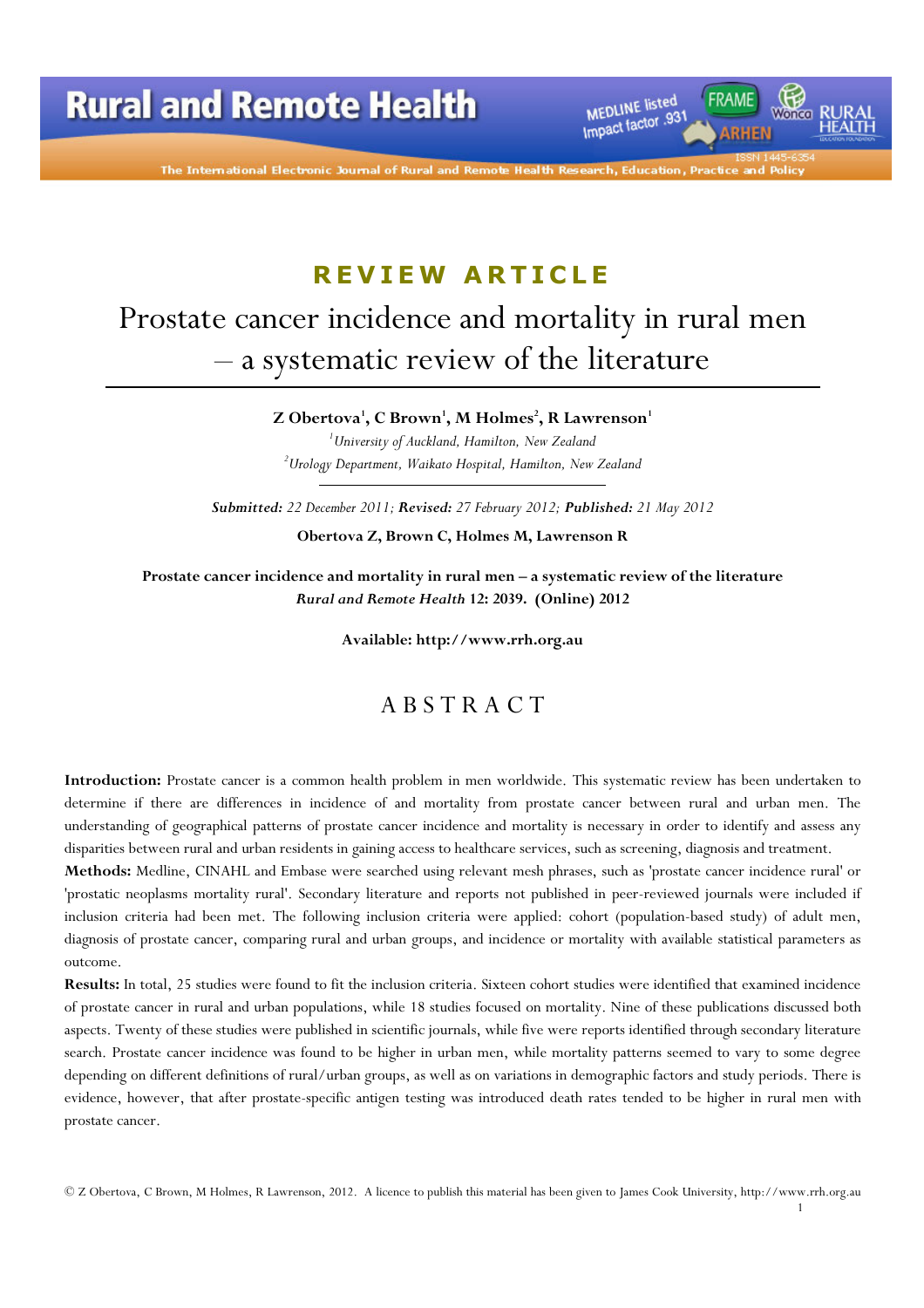REVIEW ARTICLE

# Prostate cancer incidence and mortality in rural men – a systematic review of the literature

**Z Obertova[1], C Brown[1], M Holmes[2], R Lawrenson[1]**

[1]*University of Auckland, Hamilton, New Zealand*

[2]*Urology Department, Waikato Hospital, Hamilton, New Zealand*

***Submitted:*** *22 December 2011;* ***Revised:*** *27 February 2012;* ***Published:*** *21 May 2012*

**Obertova Z, Brown C, Holmes M, Lawrenson R**

**Prostate cancer incidence and mortality in rural men – a systematic review of the literature**
***Rural and Remote Health*** **12: 2039. (Online) 2012**

**Available: http://www.rrh.org.au**

## ABSTRACT

**Introduction:** Prostate cancer is a common health problem in men worldwide. This systematic review has been undertaken to determine if there are differences in incidence of and mortality from prostate cancer between rural and urban men. The understanding of geographical patterns of prostate cancer incidence and mortality is necessary in order to identify and assess any disparities between rural and urban residents in gaining access to healthcare services, such as screening, diagnosis and treatment.

**Methods:** Medline, CINAHL and Embase were searched using relevant mesh phrases, such as 'prostate cancer incidence rural' or 'prostatic neoplasms mortality rural'. Secondary literature and reports not published in peer-reviewed journals were included if inclusion criteria had been met. The following inclusion criteria were applied: cohort (population-based study) of adult men, diagnosis of prostate cancer, comparing rural and urban groups, and incidence or mortality with available statistical parameters as outcome.

**Results:** In total, 25 studies were found to fit the inclusion criteria. Sixteen cohort studies were identified that examined incidence of prostate cancer in rural and urban populations, while 18 studies focused on mortality. Nine of these publications discussed both aspects. Twenty of these studies were published in scientific journals, while five were reports identified through secondary literature search. Prostate cancer incidence was found to be higher in urban men, while mortality patterns seemed to vary to some degree depending on different definitions of rural/urban groups, as well as on variations in demographic factors and study periods. There is evidence, however, that after prostate-specific antigen testing was introduced death rates tended to be higher in rural men with prostate cancer.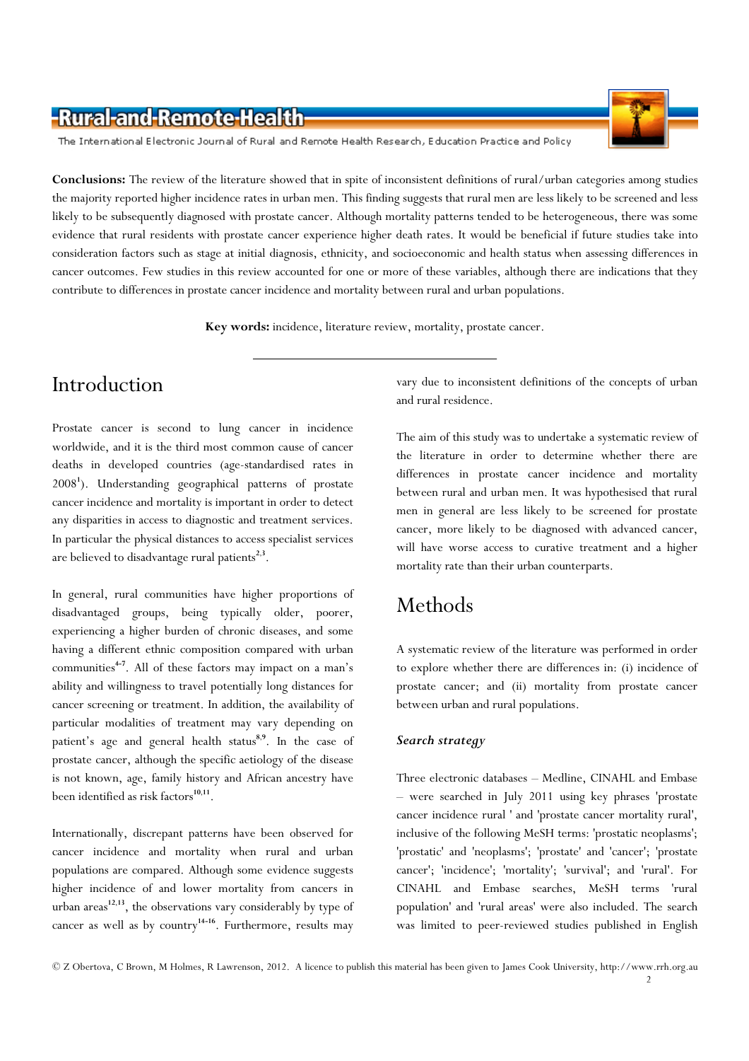**Conclusions:** The review of the literature showed that in spite of inconsistent definitions of rural/urban categories among studies the majority reported higher incidence rates in urban men. This finding suggests that rural men are less likely to be screened and less likely to be subsequently diagnosed with prostate cancer. Although mortality patterns tended to be heterogeneous, there was some evidence that rural residents with prostate cancer experience higher death rates. It would be beneficial if future studies take into consideration factors such as stage at initial diagnosis, ethnicity, and socioeconomic and health status when assessing differences in cancer outcomes. Few studies in this review accounted for one or more of these variables, although there are indications that they contribute to differences in prostate cancer incidence and mortality between rural and urban populations.

**Key words:** incidence, literature review, mortality, prostate cancer.

# Introduction

Prostate cancer is second to lung cancer in incidence worldwide, and it is the third most common cause of cancer deaths in developed countries (age-standardised rates in 2008[1]). Understanding geographical patterns of prostate cancer incidence and mortality is important in order to detect any disparities in access to diagnostic and treatment services. In particular the physical distances to access specialist services are believed to disadvantage rural patients[2,3].

In general, rural communities have higher proportions of disadvantaged groups, being typically older, poorer, experiencing a higher burden of chronic diseases, and some having a different ethnic composition compared with urban communities[4-7]. All of these factors may impact on a man's ability and willingness to travel potentially long distances for cancer screening or treatment. In addition, the availability of particular modalities of treatment may vary depending on patient's age and general health status[8,9]. In the case of prostate cancer, although the specific aetiology of the disease is not known, age, family history and African ancestry have been identified as risk factors[10,11].

Internationally, discrepant patterns have been observed for cancer incidence and mortality when rural and urban populations are compared. Although some evidence suggests higher incidence of and lower mortality from cancers in urban areas[12,13], the observations vary considerably by type of cancer as well as by country[14-16]. Furthermore, results may vary due to inconsistent definitions of the concepts of urban and rural residence.

The aim of this study was to undertake a systematic review of the literature in order to determine whether there are differences in prostate cancer incidence and mortality between rural and urban men. It was hypothesised that rural men in general are less likely to be screened for prostate cancer, more likely to be diagnosed with advanced cancer, will have worse access to curative treatment and a higher mortality rate than their urban counterparts.

# Methods

A systematic review of the literature was performed in order to explore whether there are differences in: (i) incidence of prostate cancer; and (ii) mortality from prostate cancer between urban and rural populations.

### *Search strategy*

Three electronic databases – Medline, CINAHL and Embase – were searched in July 2011 using key phrases 'prostate cancer incidence rural ' and 'prostate cancer mortality rural', inclusive of the following MeSH terms: 'prostatic neoplasms'; 'prostatic' and 'neoplasms'; 'prostate' and 'cancer'; 'prostate cancer'; 'incidence'; 'mortality'; 'survival'; and 'rural'. For CINAHL and Embase searches, MeSH terms 'rural population' and 'rural areas' were also included. The search was limited to peer-reviewed studies published in English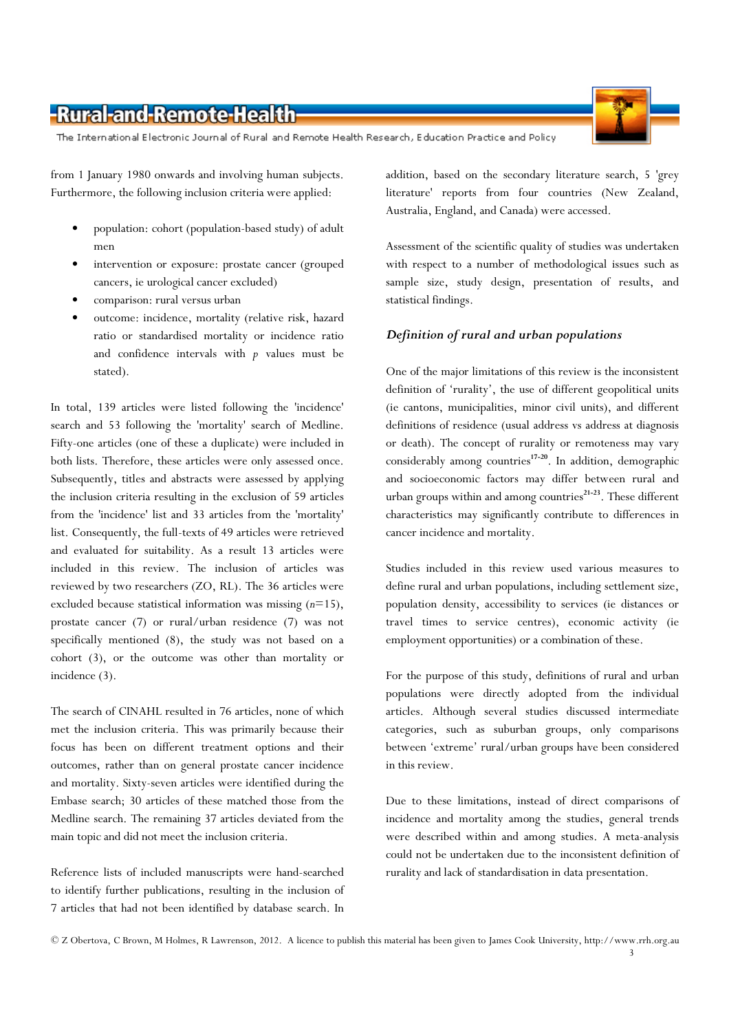from 1 January 1980 onwards and involving human subjects. Furthermore, the following inclusion criteria were applied:

- population: cohort (population-based study) of adult men
- intervention or exposure: prostate cancer (grouped cancers, ie urological cancer excluded)
- comparison: rural versus urban
- outcome: incidence, mortality (relative risk, hazard ratio or standardised mortality or incidence ratio and confidence intervals with *p* values must be stated).

In total, 139 articles were listed following the 'incidence' search and 53 following the 'mortality' search of Medline. Fifty-one articles (one of these a duplicate) were included in both lists. Therefore, these articles were only assessed once. Subsequently, titles and abstracts were assessed by applying the inclusion criteria resulting in the exclusion of 59 articles from the 'incidence' list and 33 articles from the 'mortality' list. Consequently, the full-texts of 49 articles were retrieved and evaluated for suitability. As a result 13 articles were included in this review. The inclusion of articles was reviewed by two researchers (ZO, RL). The 36 articles were excluded because statistical information was missing ($n$=15), prostate cancer (7) or rural/urban residence (7) was not specifically mentioned (8), the study was not based on a cohort (3), or the outcome was other than mortality or incidence (3).

The search of CINAHL resulted in 76 articles, none of which met the inclusion criteria. This was primarily because their focus has been on different treatment options and their outcomes, rather than on general prostate cancer incidence and mortality. Sixty-seven articles were identified during the Embase search; 30 articles of these matched those from the Medline search. The remaining 37 articles deviated from the main topic and did not meet the inclusion criteria.

Reference lists of included manuscripts were hand-searched to identify further publications, resulting in the inclusion of 7 articles that had not been identified by database search. In addition, based on the secondary literature search, 5 'grey literature' reports from four countries (New Zealand, Australia, England, and Canada) were accessed.

Assessment of the scientific quality of studies was undertaken with respect to a number of methodological issues such as sample size, study design, presentation of results, and statistical findings.

### *Definition of rural and urban populations*

One of the major limitations of this review is the inconsistent definition of 'rurality', the use of different geopolitical units (ie cantons, municipalities, minor civil units), and different definitions of residence (usual address vs address at diagnosis or death). The concept of rurality or remoteness may vary considerably among countries[17-20]. In addition, demographic and socioeconomic factors may differ between rural and urban groups within and among countries[21-23]. These different characteristics may significantly contribute to differences in cancer incidence and mortality.

Studies included in this review used various measures to define rural and urban populations, including settlement size, population density, accessibility to services (ie distances or travel times to service centres), economic activity (ie employment opportunities) or a combination of these.

For the purpose of this study, definitions of rural and urban populations were directly adopted from the individual articles. Although several studies discussed intermediate categories, such as suburban groups, only comparisons between 'extreme' rural/urban groups have been considered in this review.

Due to these limitations, instead of direct comparisons of incidence and mortality among the studies, general trends were described within and among studies. A meta-analysis could not be undertaken due to the inconsistent definition of rurality and lack of standardisation in data presentation.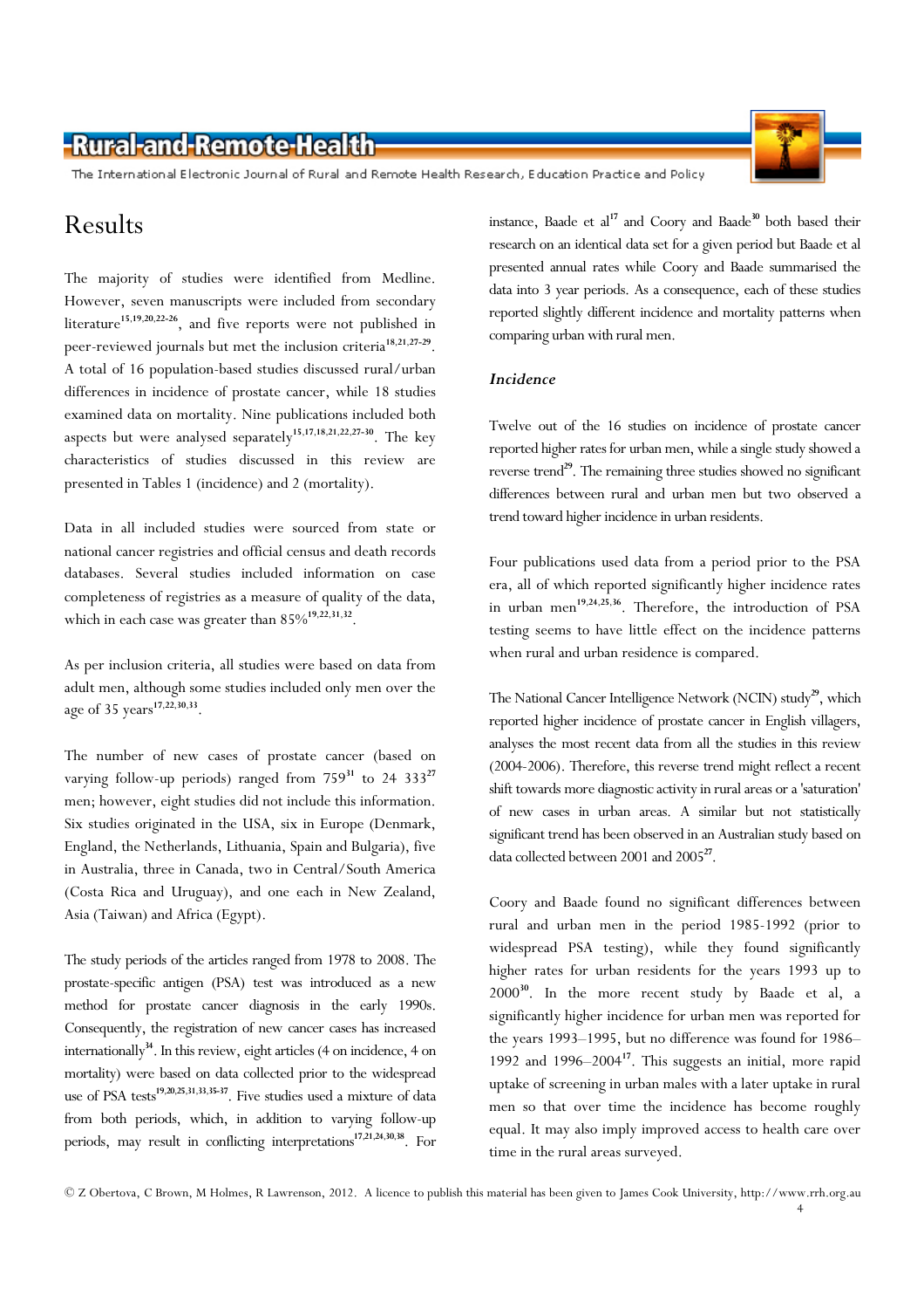# Results

The majority of studies were identified from Medline. However, seven manuscripts were included from secondary literature[15,19,20,22-26], and five reports were not published in peer-reviewed journals but met the inclusion criteria[18,21,27-29]. A total of 16 population-based studies discussed rural/urban differences in incidence of prostate cancer, while 18 studies examined data on mortality. Nine publications included both aspects but were analysed separately[15,17,18,21,22,27-30]. The key characteristics of studies discussed in this review are presented in Tables 1 (incidence) and 2 (mortality).

Data in all included studies were sourced from state or national cancer registries and official census and death records databases. Several studies included information on case completeness of registries as a measure of quality of the data, which in each case was greater than 85%[19,22,31,32].

As per inclusion criteria, all studies were based on data from adult men, although some studies included only men over the age of 35 years[17,22,30,33].

The number of new cases of prostate cancer (based on varying follow-up periods) ranged from 759[31] to 24 333[27] men; however, eight studies did not include this information. Six studies originated in the USA, six in Europe (Denmark, England, the Netherlands, Lithuania, Spain and Bulgaria), five in Australia, three in Canada, two in Central/South America (Costa Rica and Uruguay), and one each in New Zealand, Asia (Taiwan) and Africa (Egypt).

The study periods of the articles ranged from 1978 to 2008. The prostate-specific antigen (PSA) test was introduced as a new method for prostate cancer diagnosis in the early 1990s. Consequently, the registration of new cancer cases has increased internationally[34]. In this review, eight articles (4 on incidence, 4 on mortality) were based on data collected prior to the widespread use of PSA tests[19,20,25,31,33,35-37]. Five studies used a mixture of data from both periods, which, in addition to varying follow-up periods, may result in conflicting interpretations[17,21,24,30,38]. For instance, Baade et al[17] and Coory and Baade[30] both based their research on an identical data set for a given period but Baade et al presented annual rates while Coory and Baade summarised the data into 3 year periods. As a consequence, each of these studies reported slightly different incidence and mortality patterns when comparing urban with rural men.

### *Incidence*

Twelve out of the 16 studies on incidence of prostate cancer reported higher rates for urban men, while a single study showed a reverse trend[29]. The remaining three studies showed no significant differences between rural and urban men but two observed a trend toward higher incidence in urban residents.

Four publications used data from a period prior to the PSA era, all of which reported significantly higher incidence rates in urban men[19,24,25,36]. Therefore, the introduction of PSA testing seems to have little effect on the incidence patterns when rural and urban residence is compared.

The National Cancer Intelligence Network (NCIN) study[29], which reported higher incidence of prostate cancer in English villagers, analyses the most recent data from all the studies in this review (2004-2006). Therefore, this reverse trend might reflect a recent shift towards more diagnostic activity in rural areas or a 'saturation' of new cases in urban areas. A similar but not statistically significant trend has been observed in an Australian study based on data collected between 2001 and 2005[27].

Coory and Baade found no significant differences between rural and urban men in the period 1985-1992 (prior to widespread PSA testing), while they found significantly higher rates for urban residents for the years 1993 up to 2000[30]. In the more recent study by Baade et al, a significantly higher incidence for urban men was reported for the years 1993–1995, but no difference was found for 1986–1992 and 1996–2004[17]. This suggests an initial, more rapid uptake of screening in urban males with a later uptake in rural men so that over time the incidence has become roughly equal. It may also imply improved access to health care over time in the rural areas surveyed.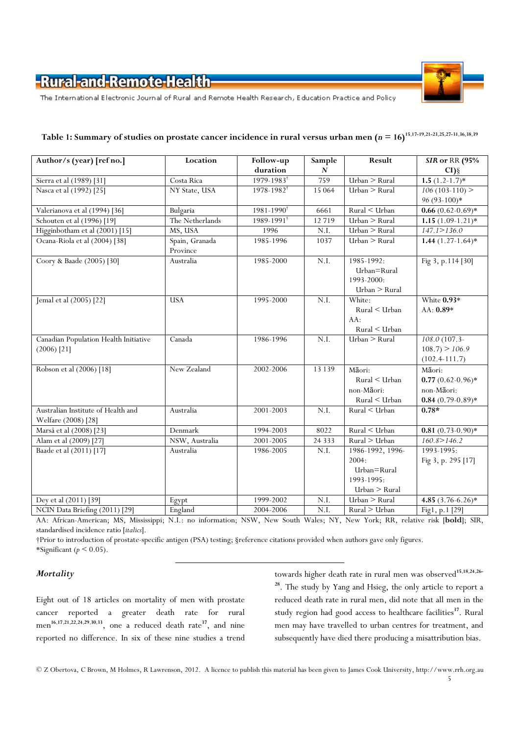**Table 1: Summary of studies on prostate cancer incidence in rural versus urban men ($n$ = 16)[15,17-19,21-23,25,27-31,36,38,39]**

| Author/s (year) [ref no.] | Location | Follow-up duration | Sample *N* | Result | *SIR* or RR (95% CI)§ |
|---|---|---|---|---|---|
| Sierra et al (1989) [31] | Costa Rica | 1979-1983† | 759 | Urban > Rural | **1.5** (1.2-1.7)* |
| Nasca et al (1992) [25] | NY State, USA | 1978-1982† | 15 064 | Urban > Rural | *106* (103-110) > *96* (93-100)* |
| Valerianova et al (1994) [36] | Bulgaria | 1981-1990† | 6661 | Rural < Urban | **0.66** (0.62-0.69)* |
| Schouten et al (1996) [19] | The Netherlands | 1989-1991† | 12 719 | Urban > Rural | **1.15** (1.09-1.21)* |
| Higginbotham et al (2001) [15] | MS, USA | 1996 | N.I. | Urban > Rural | *147.1>136.0* |
| Ocana-Riola et al (2004) [38] | Spain, Granada Province | 1985-1996 | 1037 | Urban > Rural | **1.44** (1.27-1.64)* |
| Coory & Baade (2005) [30] | Australia | 1985-2000 | N.I. | 1985-1992: Urban=Rural 1993-2000: Urban > Rural | Fig 3, p.114 [30] |
| Jemal et al (2005) [22] | USA | 1995-2000 | N.I. | White: Rural < Urban AA: Rural < Urban | White **0.93*** AA: **0.89*** |
| Canadian Population Health Initiative (2006) [21] | Canada | 1986-1996 | N.I. | Urban > Rural | *108.0* (107.3-108.7) > *106.9* (102.4-111.7) |
| Robson et al (2006) [18] | New Zealand | 2002-2006 | 13 139 | Māori: Rural < Urban non-Māori: Rural < Urban | Māori: **0.77** (0.62-0.96)* non-Māori: **0.84** (0.79-0.89)* |
| Australian Institute of Health and Welfare (2008) [28] | Australia | 2001-2003 | N.I. | Rural < Urban | **0.78*** |
| Marså et al (2008) [23] | Denmark | 1994-2003 | 8022 | Rural < Urban | **0.81** (0.73-0.90)* |
| Alam et al (2009) [27] | NSW, Australia | 2001-2005 | 24 333 | Rural > Urban | *160.8>146.2* |
| Baade et al (2011) [17] | Australia | 1986-2005 | N.I. | 1986-1992, 1996-2004: Urban=Rural 1993-1995: Urban > Rural | 1993-1995: Fig 3, p. 295 [17] |
| Dey et al (2011) [39] | Egypt | 1999-2002 | N.I. | Urban > Rural | **4.85** (3.76-6.26)* |
| NCIN Data Briefing (2011) [29] | England | 2004-2006 | N.I. | Rural > Urban | Fig1, p.1 [29] |

AA: African-American; MS, Mississippi; N.I.: no information; NSW, New South Wales; NY, New York; RR, relative risk [**bold**]; SIR, standardised incidence ratio [*italics*].
†Prior to introduction of prostate-specific antigen (PSA) testing; §reference citations provided when authors gave only figures.
*Significant ($p < 0.05$).

### *Mortality*

Eight out of 18 articles on mortality of men with prostate cancer reported a greater death rate for rural men[16,17,21,22,24,29,30,33], one a reduced death rate[37], and nine reported no difference. In six of these nine studies a trend towards higher death rate in rural men was observed[15,18,24,26-28]. The study by Yang and Hsieg, the only article to report a reduced death rate in rural men, did note that all men in the study region had good access to healthcare facilities[37]. Rural men may have travelled to urban centres for treatment, and subsequently have died there producing a misattribution bias.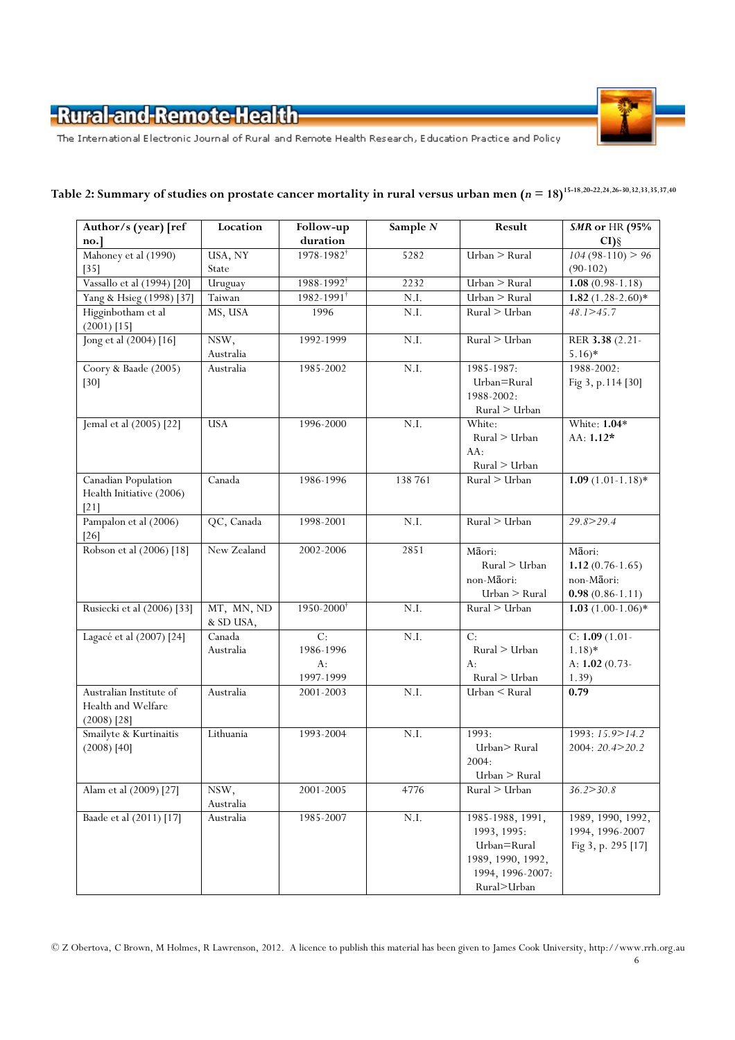**Table 2: Summary of studies on prostate cancer mortality in rural versus urban men ($n$ = 18)[15-18,20-22,24,26-30,32,33,35,37,40]**

| Author/s (year) [ref no.] | Location | Follow-up duration | Sample *N* | Result | *SMR* or HR (95% CI)§ |
|---|---|---|---|---|---|
| Mahoney et al (1990) [35] | USA, NY State | 1978-1982† | 5282 | Urban > Rural | *104* (98-110) > *96* (90-102) |
| Vassallo et al (1994) [20] | Uruguay | 1988-1992† | 2232 | Urban > Rural | **1.08** (0.98-1.18) |
| Yang & Hsieg (1998) [37] | Taiwan | 1982-1991† | N.I. | Urban > Rural | **1.82** (1.28-2.60)* |
| Higginbotham et al (2001) [15] | MS, USA | 1996 | N.I. | Rural > Urban | *48.1>45.7* |
| Jong et al (2004) [16] | NSW, Australia | 1992-1999 | N.I. | Rural > Urban | RER **3.38** (2.21-5.16)* |
| Coory & Baade (2005) [30] | Australia | 1985-2002 | N.I. | 1985-1987: Urban=Rural 1988-2002: Rural > Urban | 1988-2002: Fig 3, p.114 [30] |
| Jemal et al (2005) [22] | USA | 1996-2000 | N.I. | White: Rural > Urban AA: Rural > Urban | White: **1.04*** AA: **1.12*** |
| Canadian Population Health Initiative (2006) [21] | Canada | 1986-1996 | 138 761 | Rural > Urban | **1.09** (1.01-1.18)* |
| Pampalon et al (2006) [26] | QC, Canada | 1998-2001 | N.I. | Rural > Urban | *29.8>29.4* |
| Robson et al (2006) [18] | New Zealand | 2002-2006 | 2851 | Māori: Rural > Urban non-Māori: Urban > Rural | Māori: **1.12** (0.76-1.65) non-Māori: **0.98** (0.86-1.11) |
| Rusiecki et al (2006) [33] | MT, MN, ND & SD USA, | 1950-2000† | N.I. | Rural > Urban | **1.03** (1.00-1.06)* |
| Lagacé et al (2007) [24] | Canada Australia | C: 1986-1996 A: 1997-1999 | N.I. | C: Rural > Urban A: Rural > Urban | C: **1.09** (1.01-1.18)* A: **1.02** (0.73-1.39) |
| Australian Institute of Health and Welfare (2008) [28] | Australia | 2001-2003 | N.I. | Urban < Rural | **0.79** |
| Smailyte & Kurtinaitis (2008) [40] | Lithuania | 1993-2004 | N.I. | 1993: Urban> Rural 2004: Urban > Rural | 1993: *15.9>14.2* 2004: *20.4>20.2* |
| Alam et al (2009) [27] | NSW, Australia | 2001-2005 | 4776 | Rural > Urban | *36.2>30.8* |
| Baade et al (2011) [17] | Australia | 1985-2007 | N.I. | 1985-1988, 1991, 1993, 1995: Urban=Rural 1989, 1990, 1992, 1994, 1996-2007: Rural>Urban | 1989, 1990, 1992, 1994, 1996-2007 Fig 3, p. 295 [17] |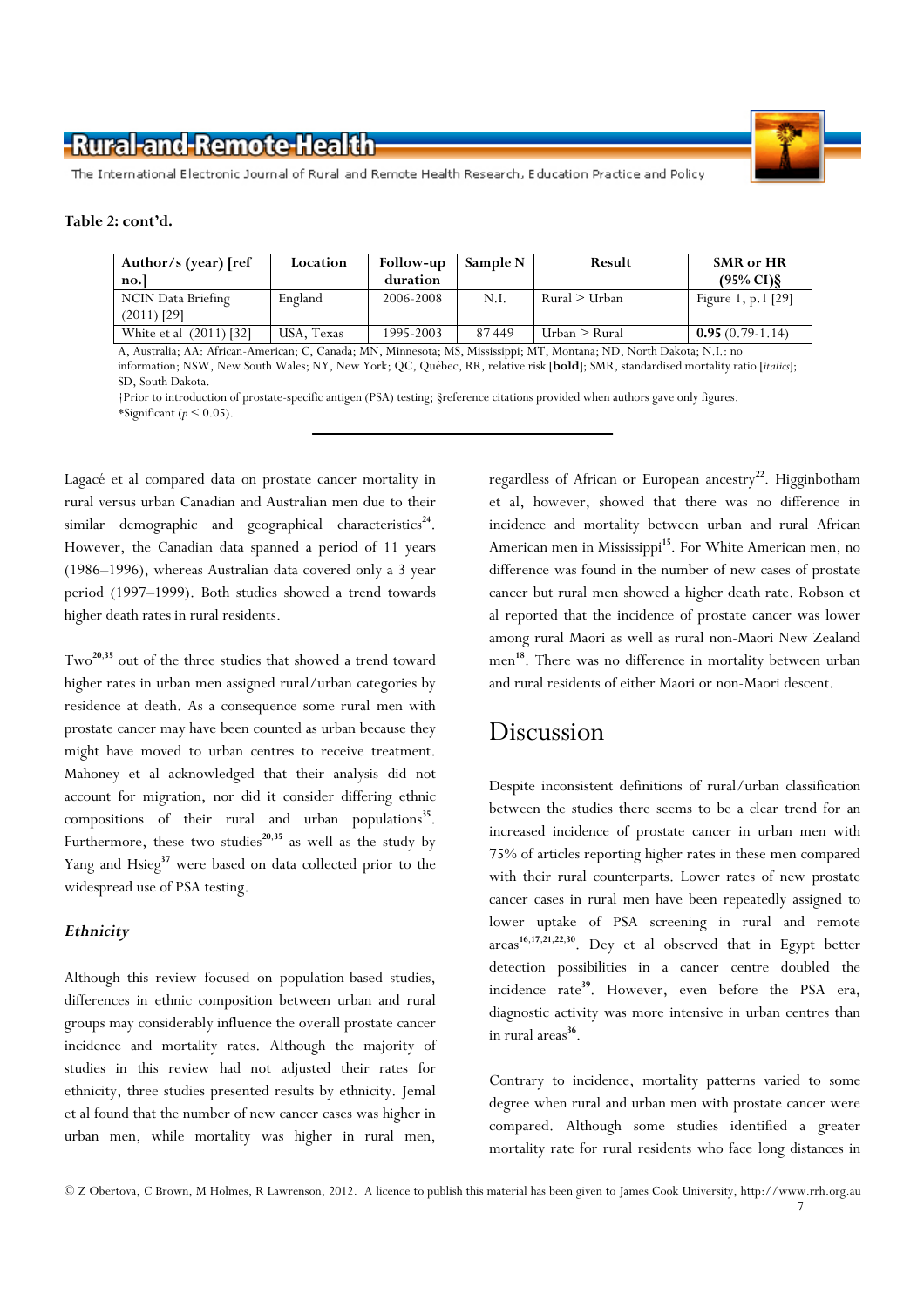**Table 2: cont'd.**

| Author/s (year) [ref no.] | Location | Follow-up duration | Sample N | Result | SMR or HR (95% CI)§ |
|---|---|---|---|---|---|
| NCIN Data Briefing (2011) [29] | England | 2006-2008 | N.I. | Rural > Urban | Figure 1, p.1 [29] |
| White et al (2011) [32] | USA, Texas | 1995-2003 | 87 449 | Urban > Rural | **0.95** (0.79-1.14) |

A, Australia; AA: African-American; C, Canada; MN, Minnesota; MS, Mississippi; MT, Montana; ND, North Dakota; N.I.: no information; NSW, New South Wales; NY, New York; QC, Québec, RR, relative risk [**bold**]; SMR, standardised mortality ratio [*italics*]; SD, South Dakota.

†Prior to introduction of prostate-specific antigen (PSA) testing; §reference citations provided when authors gave only figures.
*Significant ($p < 0.05$).

Lagacé et al compared data on prostate cancer mortality in rural versus urban Canadian and Australian men due to their similar demographic and geographical characteristics[24]. However, the Canadian data spanned a period of 11 years (1986–1996), whereas Australian data covered only a 3 year period (1997–1999). Both studies showed a trend towards higher death rates in rural residents.

Two[20,35] out of the three studies that showed a trend toward higher rates in urban men assigned rural/urban categories by residence at death. As a consequence some rural men with prostate cancer may have been counted as urban because they might have moved to urban centres to receive treatment. Mahoney et al acknowledged that their analysis did not account for migration, nor did it consider differing ethnic compositions of their rural and urban populations[35]. Furthermore, these two studies[20,35] as well as the study by Yang and Hsieg[37] were based on data collected prior to the widespread use of PSA testing.

### *Ethnicity*

Although this review focused on population-based studies, differences in ethnic composition between urban and rural groups may considerably influence the overall prostate cancer incidence and mortality rates. Although the majority of studies in this review had not adjusted their rates for ethnicity, three studies presented results by ethnicity. Jemal et al found that the number of new cancer cases was higher in urban men, while mortality was higher in rural men, regardless of African or European ancestry[22]. Higginbotham et al, however, showed that there was no difference in incidence and mortality between urban and rural African American men in Mississippi[15]. For White American men, no difference was found in the number of new cases of prostate cancer but rural men showed a higher death rate. Robson et al reported that the incidence of prostate cancer was lower among rural Maori as well as rural non-Maori New Zealand men[18]. There was no difference in mortality between urban and rural residents of either Maori or non-Maori descent.

## Discussion

Despite inconsistent definitions of rural/urban classification between the studies there seems to be a clear trend for an increased incidence of prostate cancer in urban men with 75% of articles reporting higher rates in these men compared with their rural counterparts. Lower rates of new prostate cancer cases in rural men have been repeatedly assigned to lower uptake of PSA screening in rural and remote areas[16,17,21,22,30]. Dey et al observed that in Egypt better detection possibilities in a cancer centre doubled the incidence rate[39]. However, even before the PSA era, diagnostic activity was more intensive in urban centres than in rural areas[36].

Contrary to incidence, mortality patterns varied to some degree when rural and urban men with prostate cancer were compared. Although some studies identified a greater mortality rate for rural residents who face long distances in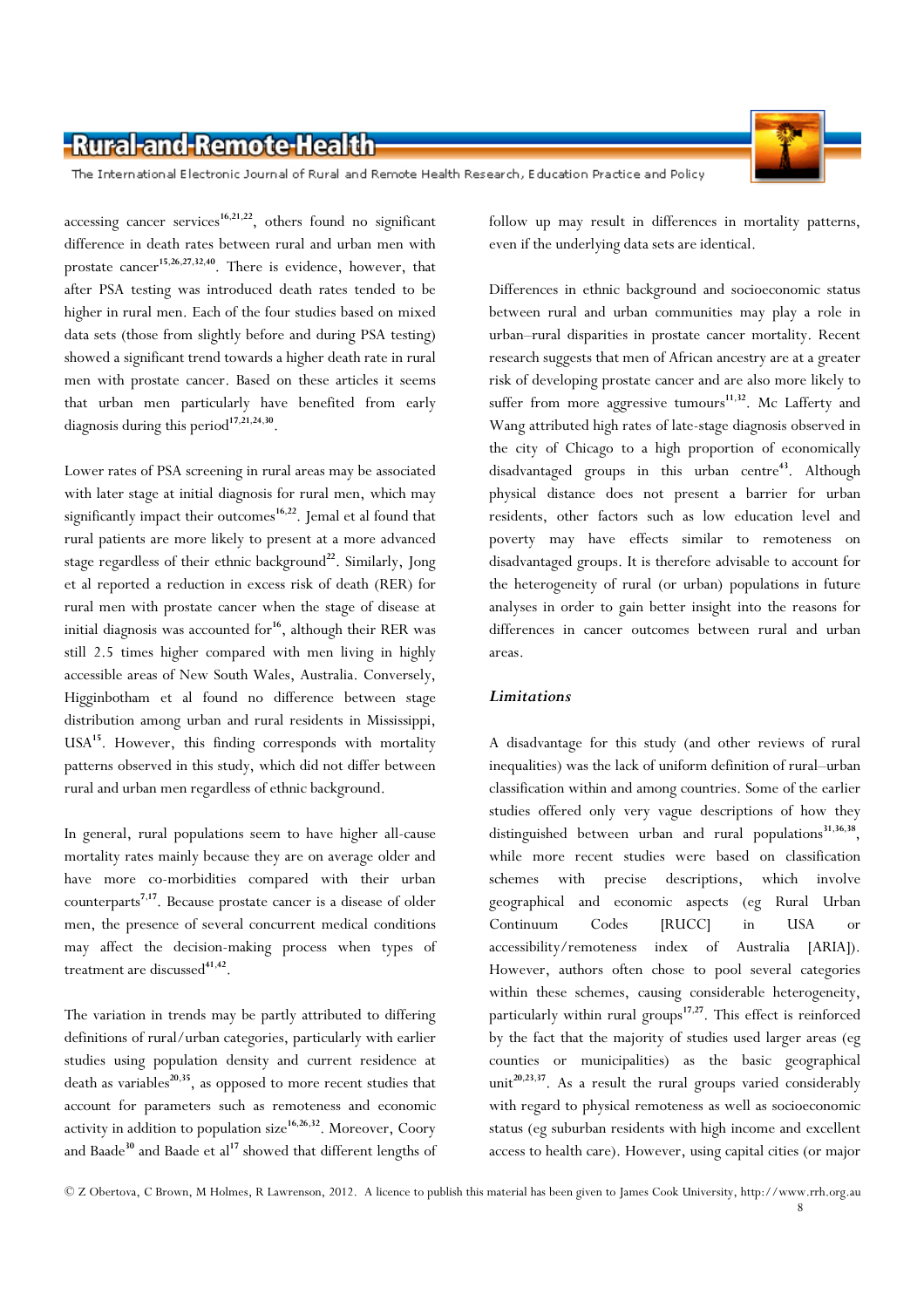accessing cancer services[16,21,22], others found no significant difference in death rates between rural and urban men with prostate cancer[15,26,27,32,40]. There is evidence, however, that after PSA testing was introduced death rates tended to be higher in rural men. Each of the four studies based on mixed data sets (those from slightly before and during PSA testing) showed a significant trend towards a higher death rate in rural men with prostate cancer. Based on these articles it seems that urban men particularly have benefited from early diagnosis during this period[17,21,24,30].

Lower rates of PSA screening in rural areas may be associated with later stage at initial diagnosis for rural men, which may significantly impact their outcomes[16,22]. Jemal et al found that rural patients are more likely to present at a more advanced stage regardless of their ethnic background[22]. Similarly, Jong et al reported a reduction in excess risk of death (RER) for rural men with prostate cancer when the stage of disease at initial diagnosis was accounted for[16], although their RER was still 2.5 times higher compared with men living in highly accessible areas of New South Wales, Australia. Conversely, Higginbotham et al found no difference between stage distribution among urban and rural residents in Mississippi, USA[15]. However, this finding corresponds with mortality patterns observed in this study, which did not differ between rural and urban men regardless of ethnic background.

In general, rural populations seem to have higher all-cause mortality rates mainly because they are on average older and have more co-morbidities compared with their urban counterparts[7,17]. Because prostate cancer is a disease of older men, the presence of several concurrent medical conditions may affect the decision-making process when types of treatment are discussed[41,42].

The variation in trends may be partly attributed to differing definitions of rural/urban categories, particularly with earlier studies using population density and current residence at death as variables[20,35], as opposed to more recent studies that account for parameters such as remoteness and economic activity in addition to population size[16,26,32]. Moreover, Coory and Baade[30] and Baade et al[17] showed that different lengths of follow up may result in differences in mortality patterns, even if the underlying data sets are identical.

Differences in ethnic background and socioeconomic status between rural and urban communities may play a role in urban–rural disparities in prostate cancer mortality. Recent research suggests that men of African ancestry are at a greater risk of developing prostate cancer and are also more likely to suffer from more aggressive tumours[11,32]. Mc Lafferty and Wang attributed high rates of late-stage diagnosis observed in the city of Chicago to a high proportion of economically disadvantaged groups in this urban centre[43]. Although physical distance does not present a barrier for urban residents, other factors such as low education level and poverty may have effects similar to remoteness on disadvantaged groups. It is therefore advisable to account for the heterogeneity of rural (or urban) populations in future analyses in order to gain better insight into the reasons for differences in cancer outcomes between rural and urban areas.

### *Limitations*

A disadvantage for this study (and other reviews of rural inequalities) was the lack of uniform definition of rural–urban classification within and among countries. Some of the earlier studies offered only very vague descriptions of how they distinguished between urban and rural populations[31,36,38], while more recent studies were based on classification schemes with precise descriptions, which involve geographical and economic aspects (eg Rural Urban Continuum Codes [RUCC] in USA or accessibility/remoteness index of Australia [ARIA]). However, authors often chose to pool several categories within these schemes, causing considerable heterogeneity, particularly within rural groups[17,27]. This effect is reinforced by the fact that the majority of studies used larger areas (eg counties or municipalities) as the basic geographical unit[20,23,37]. As a result the rural groups varied considerably with regard to physical remoteness as well as socioeconomic status (eg suburban residents with high income and excellent access to health care). However, using capital cities (or major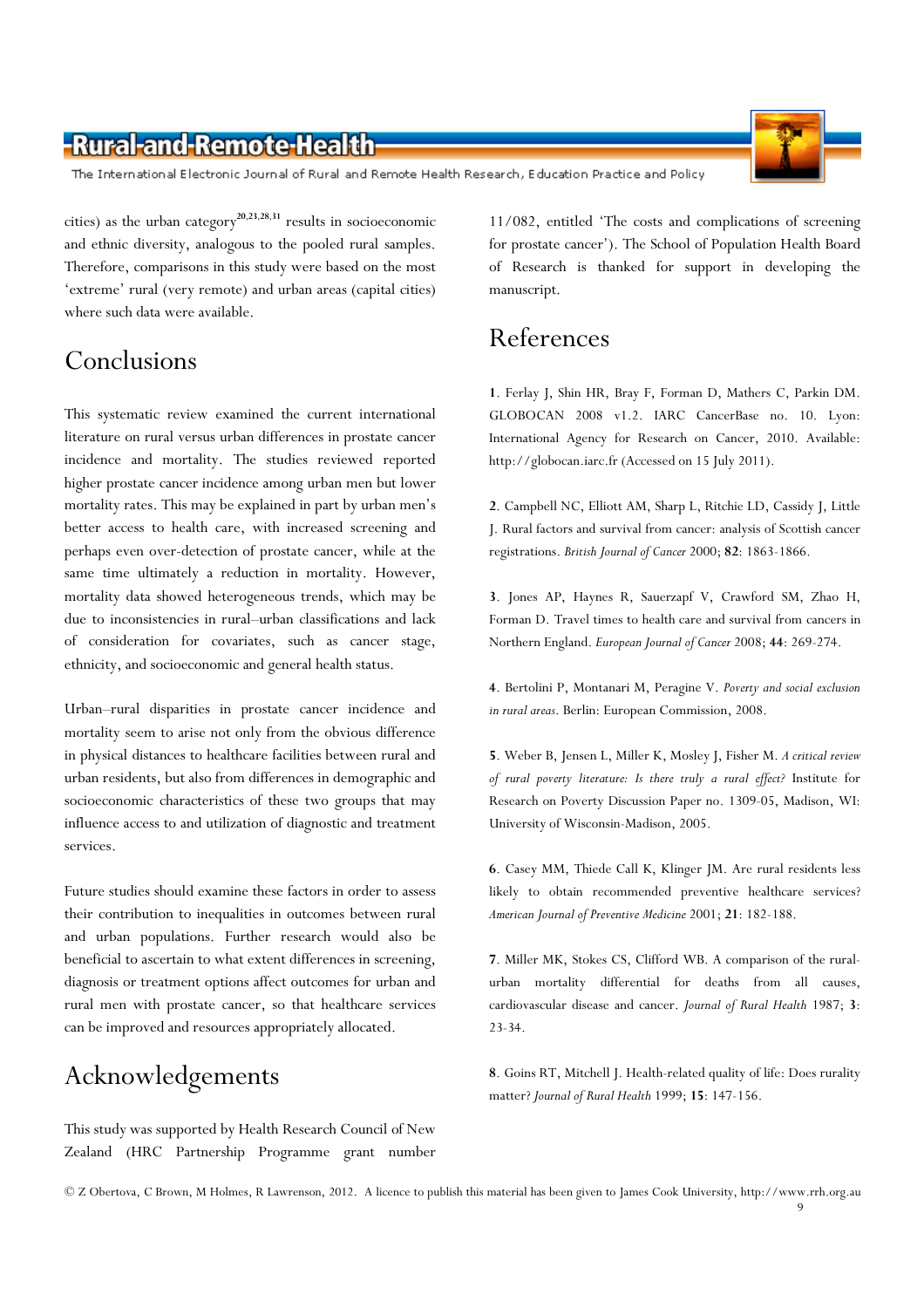cities) as the urban category[20,23,28,31] results in socioeconomic and ethnic diversity, analogous to the pooled rural samples. Therefore, comparisons in this study were based on the most 'extreme' rural (very remote) and urban areas (capital cities) where such data were available.

## Conclusions

This systematic review examined the current international literature on rural versus urban differences in prostate cancer incidence and mortality. The studies reviewed reported higher prostate cancer incidence among urban men but lower mortality rates. This may be explained in part by urban men's better access to health care, with increased screening and perhaps even over-detection of prostate cancer, while at the same time ultimately a reduction in mortality. However, mortality data showed heterogeneous trends, which may be due to inconsistencies in rural–urban classifications and lack of consideration for covariates, such as cancer stage, ethnicity, and socioeconomic and general health status.

Urban–rural disparities in prostate cancer incidence and mortality seem to arise not only from the obvious difference in physical distances to healthcare facilities between rural and urban residents, but also from differences in demographic and socioeconomic characteristics of these two groups that may influence access to and utilization of diagnostic and treatment services.

Future studies should examine these factors in order to assess their contribution to inequalities in outcomes between rural and urban populations. Further research would also be beneficial to ascertain to what extent differences in screening, diagnosis or treatment options affect outcomes for urban and rural men with prostate cancer, so that healthcare services can be improved and resources appropriately allocated.

## Acknowledgements

This study was supported by Health Research Council of New Zealand (HRC Partnership Programme grant number 11/082, entitled 'The costs and complications of screening for prostate cancer'). The School of Population Health Board of Research is thanked for support in developing the manuscript.

## References

**1**. Ferlay J, Shin HR, Bray F, Forman D, Mathers C, Parkin DM. GLOBOCAN 2008 v1.2. IARC CancerBase no. 10. Lyon: International Agency for Research on Cancer, 2010. Available: http://globocan.iarc.fr (Accessed on 15 July 2011).

**2**. Campbell NC, Elliott AM, Sharp L, Ritchie LD, Cassidy J, Little J. Rural factors and survival from cancer: analysis of Scottish cancer registrations. *British Journal of Cancer* 2000; **82**: 1863-1866.

**3**. Jones AP, Haynes R, Sauerzapf V, Crawford SM, Zhao H, Forman D. Travel times to health care and survival from cancers in Northern England. *European Journal of Cancer* 2008; **44**: 269-274.

**4**. Bertolini P, Montanari M, Peragine V. *Poverty and social exclusion in rural areas*. Berlin: European Commission, 2008.

**5**. Weber B, Jensen L, Miller K, Mosley J, Fisher M. *A critical review of rural poverty literature: Is there truly a rural effect?* Institute for Research on Poverty Discussion Paper no. 1309-05, Madison, WI: University of Wisconsin-Madison, 2005.

**6**. Casey MM, Thiede Call K, Klinger JM. Are rural residents less likely to obtain recommended preventive healthcare services? *American Journal of Preventive Medicine* 2001; **21**: 182-188.

**7**. Miller MK, Stokes CS, Clifford WB. A comparison of the rural-urban mortality differential for deaths from all causes, cardiovascular disease and cancer. *Journal of Rural Health* 1987; **3**: 23-34.

**8**. Goins RT, Mitchell J. Health-related quality of life: Does rurality matter? *Journal of Rural Health* 1999; **15**: 147-156.

© Z Obertova, C Brown, M Holmes, R Lawrenson, 2012. A licence to publish this material has been given to James Cook University, http://www.rrh.org.au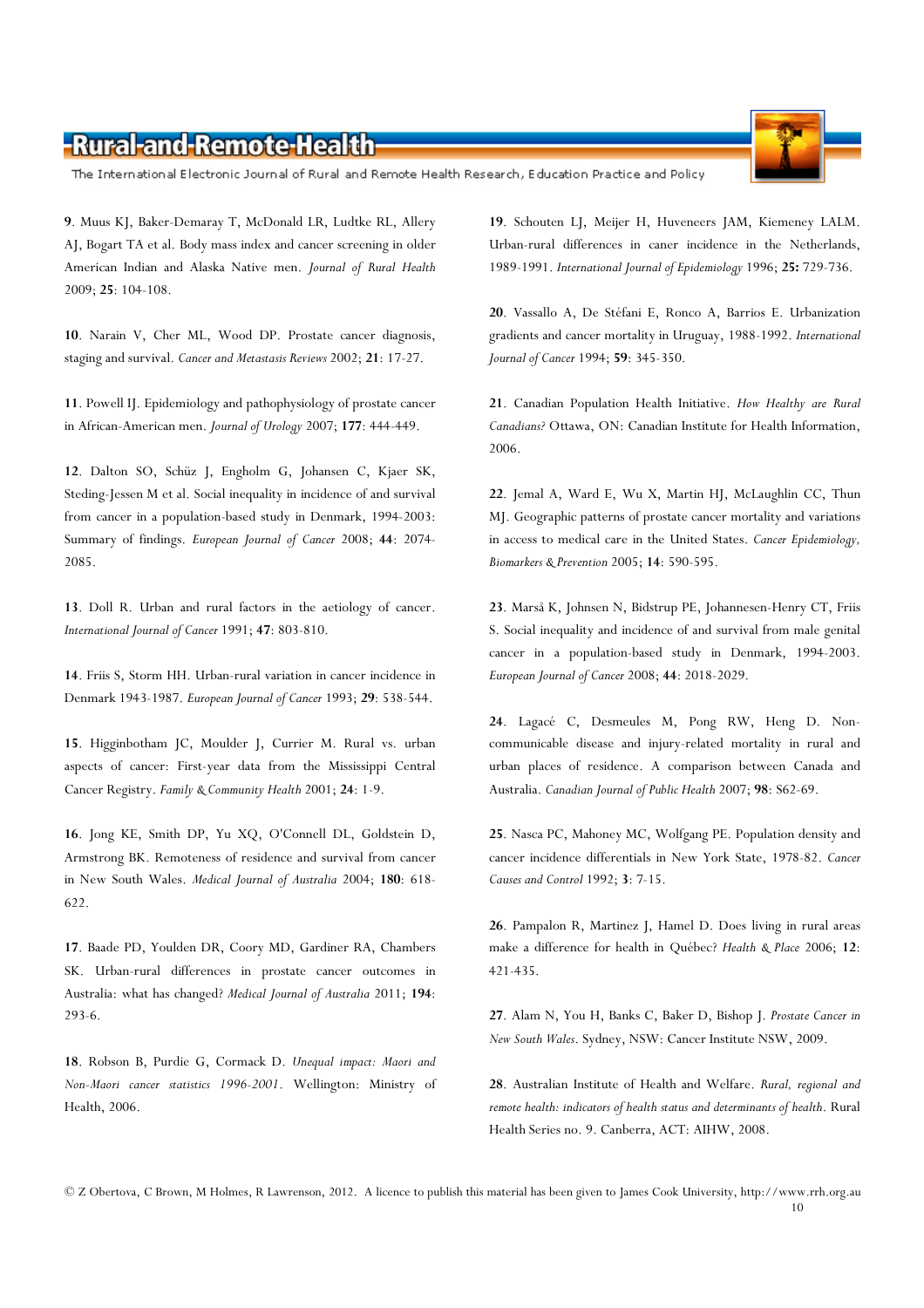**9**. Muus KJ, Baker-Demaray T, McDonald LR, Ludtke RL, Allery AJ, Bogart TA et al. Body mass index and cancer screening in older American Indian and Alaska Native men. *Journal of Rural Health* 2009; **25**: 104-108.

**10**. Narain V, Cher ML, Wood DP. Prostate cancer diagnosis, staging and survival. *Cancer and Metastasis Reviews* 2002; **21**: 17-27.

**11**. Powell IJ. Epidemiology and pathophysiology of prostate cancer in African-American men. *Journal of Urology* 2007; **177**: 444-449.

**12**. Dalton SO, Schüz J, Engholm G, Johansen C, Kjaer SK, Steding-Jessen M et al. Social inequality in incidence of and survival from cancer in a population-based study in Denmark, 1994-2003: Summary of findings. *European Journal of Cancer* 2008; **44**: 2074-2085.

**13**. Doll R. Urban and rural factors in the aetiology of cancer. *International Journal of Cancer* 1991; **47**: 803-810.

**14**. Friis S, Storm HH. Urban-rural variation in cancer incidence in Denmark 1943-1987. *European Journal of Cancer* 1993; **29**: 538-544.

**15**. Higginbotham JC, Moulder J, Currier M. Rural vs. urban aspects of cancer: First-year data from the Mississippi Central Cancer Registry. *Family & Community Health* 2001; **24**: 1-9.

**16**. Jong KE, Smith DP, Yu XQ, O'Connell DL, Goldstein D, Armstrong BK. Remoteness of residence and survival from cancer in New South Wales. *Medical Journal of Australia* 2004; **180**: 618-622.

**17**. Baade PD, Youlden DR, Coory MD, Gardiner RA, Chambers SK. Urban-rural differences in prostate cancer outcomes in Australia: what has changed? *Medical Journal of Australia* 2011; **194**: 293-6.

**18**. Robson B, Purdie G, Cormack D. *Unequal impact: Maori and Non-Maori cancer statistics 1996-2001*. Wellington: Ministry of Health, 2006.

**19**. Schouten LJ, Meijer H, Huveneers JAM, Kiemeney LALM. Urban-rural differences in caner incidence in the Netherlands, 1989-1991. *International Journal of Epidemiology* 1996; **25:** 729-736.

**20**. Vassallo A, De Stéfani E, Ronco A, Barrios E. Urbanization gradients and cancer mortality in Uruguay, 1988-1992. *International Journal of Cancer* 1994; **59**: 345-350.

**21**. Canadian Population Health Initiative. *How Healthy are Rural Canadians?* Ottawa, ON: Canadian Institute for Health Information, 2006.

**22**. Jemal A, Ward E, Wu X, Martin HJ, McLaughlin CC, Thun MJ. Geographic patterns of prostate cancer mortality and variations in access to medical care in the United States. *Cancer Epidemiology, Biomarkers & Prevention* 2005; **14**: 590-595.

**23**. Marså K, Johnsen N, Bidstrup PE, Johannesen-Henry CT, Friis S. Social inequality and incidence of and survival from male genital cancer in a population-based study in Denmark, 1994-2003. *European Journal of Cancer* 2008; **44**: 2018-2029.

**24**. Lagacé C, Desmeules M, Pong RW, Heng D. Non-communicable disease and injury-related mortality in rural and urban places of residence. A comparison between Canada and Australia. *Canadian Journal of Public Health* 2007; **98**: S62-69.

**25**. Nasca PC, Mahoney MC, Wolfgang PE. Population density and cancer incidence differentials in New York State, 1978-82. *Cancer Causes and Control* 1992; **3**: 7-15.

**26**. Pampalon R, Martinez J, Hamel D. Does living in rural areas make a difference for health in Québec? *Health & Place* 2006; **12**: 421-435.

**27**. Alam N, You H, Banks C, Baker D, Bishop J. *Prostate Cancer in New South Wales*. Sydney, NSW: Cancer Institute NSW, 2009.

**28**. Australian Institute of Health and Welfare. *Rural, regional and remote health: indicators of health status and determinants of health*. Rural Health Series no. 9. Canberra, ACT: AIHW, 2008.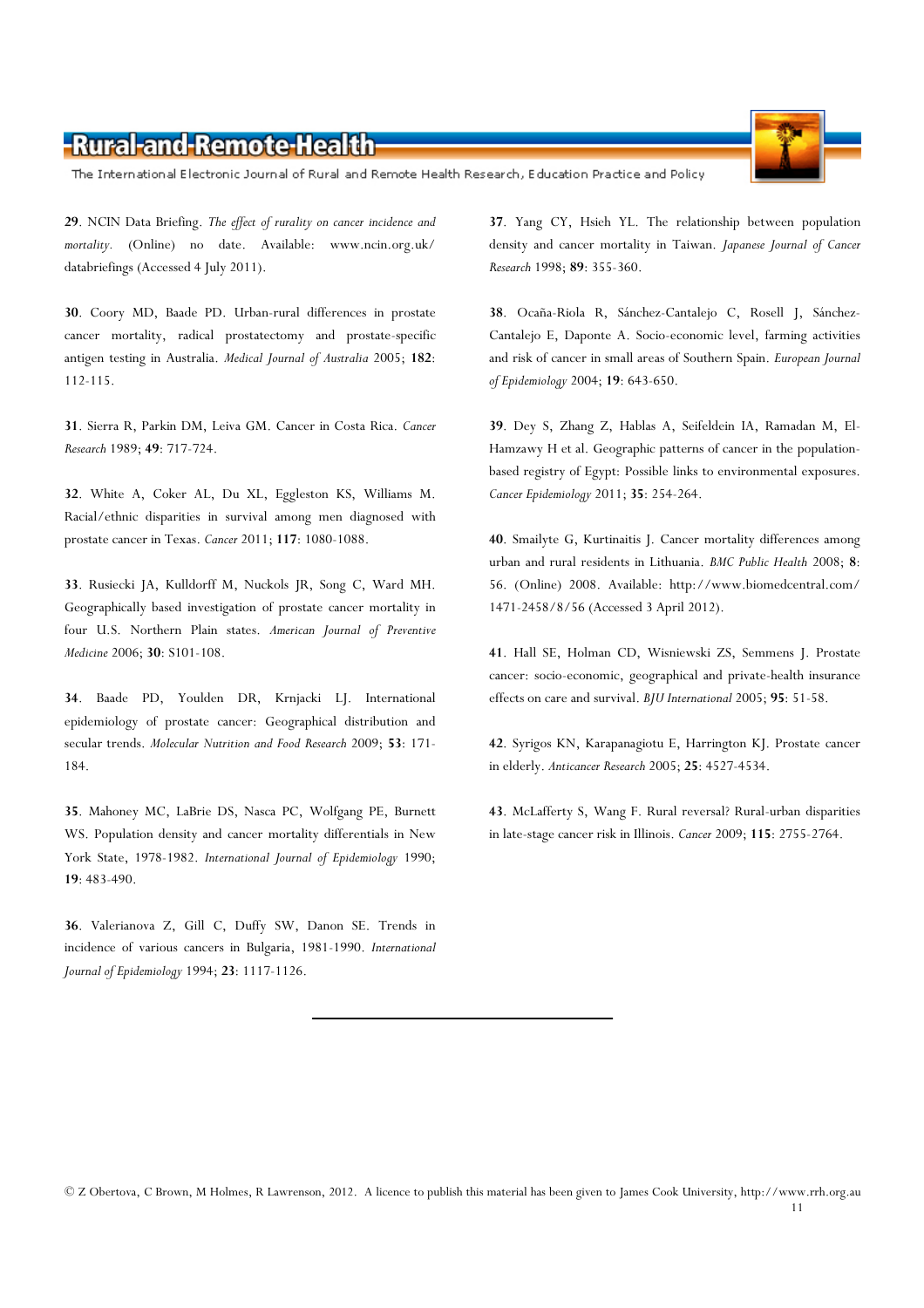**29**. NCIN Data Briefing. *The effect of rurality on cancer incidence and mortality.* (Online) no date. Available: www.ncin.org.uk/databriefings (Accessed 4 July 2011).

**30**. Coory MD, Baade PD. Urban-rural differences in prostate cancer mortality, radical prostatectomy and prostate-specific antigen testing in Australia. *Medical Journal of Australia* 2005; **182**: 112-115.

**31**. Sierra R, Parkin DM, Leiva GM. Cancer in Costa Rica. *Cancer Research* 1989; **49**: 717-724.

**32**. White A, Coker AL, Du XL, Eggleston KS, Williams M. Racial/ethnic disparities in survival among men diagnosed with prostate cancer in Texas. *Cancer* 2011; **117**: 1080-1088.

**33**. Rusiecki JA, Kulldorff M, Nuckols JR, Song C, Ward MH. Geographically based investigation of prostate cancer mortality in four U.S. Northern Plain states. *American Journal of Preventive Medicine* 2006; **30**: S101-108.

**34**. Baade PD, Youlden DR, Krnjacki LJ. International epidemiology of prostate cancer: Geographical distribution and secular trends. *Molecular Nutrition and Food Research* 2009; **53**: 171-184.

**35**. Mahoney MC, LaBrie DS, Nasca PC, Wolfgang PE, Burnett WS. Population density and cancer mortality differentials in New York State, 1978-1982. *International Journal of Epidemiology* 1990; **19**: 483-490.

**36**. Valerianova Z, Gill C, Duffy SW, Danon SE. Trends in incidence of various cancers in Bulgaria, 1981-1990. *International Journal of Epidemiology* 1994; **23**: 1117-1126.

**37**. Yang CY, Hsieh YL. The relationship between population density and cancer mortality in Taiwan. *Japanese Journal of Cancer Research* 1998; **89**: 355-360.

**38**. Ocaña-Riola R, Sánchez-Cantalejo C, Rosell J, Sánchez-Cantalejo E, Daponte A. Socio-economic level, farming activities and risk of cancer in small areas of Southern Spain. *European Journal of Epidemiology* 2004; **19**: 643-650.

**39**. Dey S, Zhang Z, Hablas A, Seifeldein IA, Ramadan M, El-Hamzawy H et al. Geographic patterns of cancer in the population-based registry of Egypt: Possible links to environmental exposures. *Cancer Epidemiology* 2011; **35**: 254-264.

**40**. Smailyte G, Kurtinaitis J. Cancer mortality differences among urban and rural residents in Lithuania. *BMC Public Health* 2008; **8**: 56. (Online) 2008. Available: http://www.biomedcentral.com/1471-2458/8/56 (Accessed 3 April 2012).

**41**. Hall SE, Holman CD, Wisniewski ZS, Semmens J. Prostate cancer: socio-economic, geographical and private-health insurance effects on care and survival. *BJU International* 2005; **95**: 51-58.

**42**. Syrigos KN, Karapanagiotu E, Harrington KJ. Prostate cancer in elderly. *Anticancer Research* 2005; **25**: 4527-4534.

**43**. McLafferty S, Wang F. Rural reversal? Rural-urban disparities in late-stage cancer risk in Illinois. *Cancer* 2009; **115**: 2755-2764.